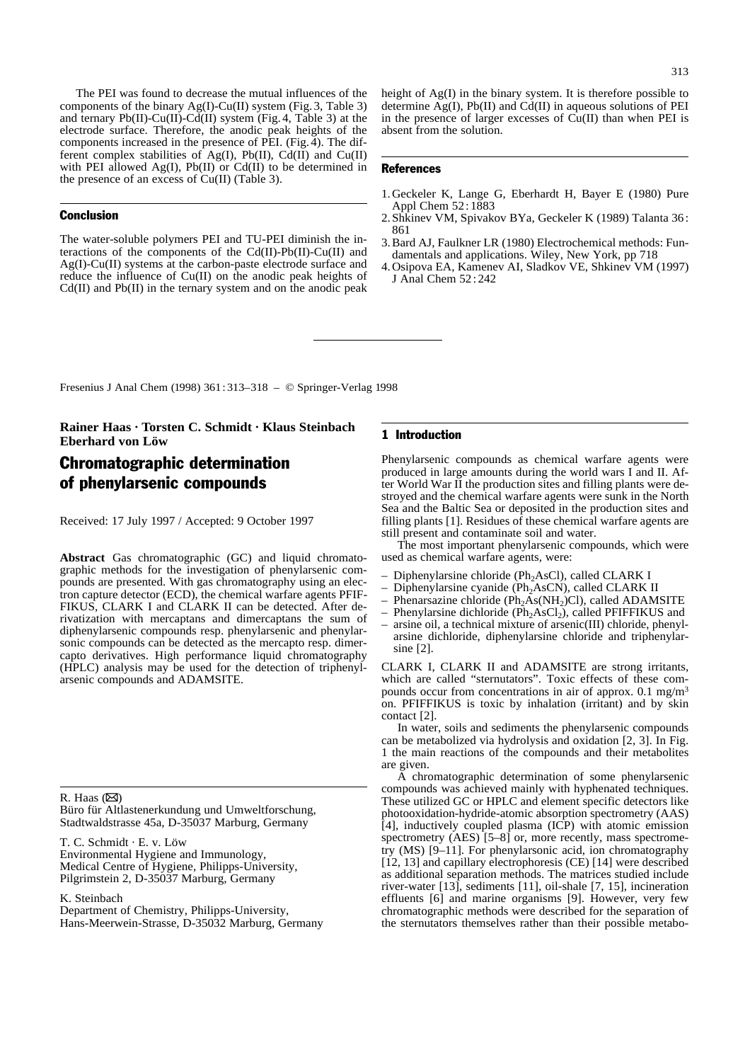The PEI was found to decrease the mutual influences of the components of the binary Ag(I)-Cu(II) system (Fig. 3, Table 3) and ternary Pb(II)-Cu(II)-Cd(II) system (Fig. 4, Table 3) at the electrode surface. Therefore, the anodic peak heights of the components increased in the presence of PEI. (Fig. 4). The different complex stabilities of Ag(I), Pb(II), Cd(II) and Cu(II) with PEI allowed Ag(I), Pb(II) or Cd(II) to be determined in the presence of an excess of Cu(II) (Table 3).

## Conclusion

The water-soluble polymers PEI and TU-PEI diminish the interactions of the components of the Cd(II)-Pb(II)-Cu(II) and Ag(I)-Cu(II) systems at the carbon-paste electrode surface and reduce the influence of Cu(II) on the anodic peak heights of Cd(II) and Pb(II) in the ternary system and on the anodic peak height of Ag(I) in the binary system. It is therefore possible to determine Ag(I), Pb(II) and Cd(II) in aqueous solutions of PEI in the presence of larger excesses of Cu(II) than when PEI is absent from the solution.

## References

1. Geckeler K, Lange G, Eberhardt H, Bayer E (1980) Pure Appl Chem 52 : 1883
2. Shkinev VM, Spivakov BYa, Geckeler K (1989) Talanta 36 : 861
3. Bard AJ, Faulkner LR (1980) Electrochemical methods: Fundamentals and applications. Wiley, New York, pp 718
4. Osipova EA, Kamenev AI, Sladkov VE, Shkinev VM (1997) J Anal Chem 52 : 242

---

Fresenius J Anal Chem (1998) 361 : 313–318 – © Springer-Verlag 1998

**Rainer Haas · Torsten C. Schmidt · Klaus Steinbach · Eberhard von Löw**

# Chromatographic determination of phenylarsenic compounds

Received: 17 July 1997 / Accepted: 9 October 1997

**Abstract** Gas chromatographic (GC) and liquid chromatographic methods for the investigation of phenylarsenic compounds are presented. With gas chromatography using an electron capture detector (ECD), the chemical warfare agents PFIFFIKUS, CLARK I and CLARK II can be detected. After derivatization with mercaptans and dimercaptans the sum of diphenylarsenic compounds resp. phenylarsenic and phenylarsonic compounds can be detected as the mercapto resp. dimercapto derivatives. High performance liquid chromatography (HPLC) analysis may be used for the detection of triphenylarsenic compounds and ADAMSITE.

R. Haas (✉)
Büro für Altlastenerkundung und Umweltforschung, Stadtwaldstrasse 45a, D-35037 Marburg, Germany

T. C. Schmidt · E. v. Löw
Environmental Hygiene and Immunology, Medical Centre of Hygiene, Philipps-University, Pilgrimstein 2, D-35037 Marburg, Germany

K. Steinbach
Department of Chemistry, Philipps-University, Hans-Meerwein-Strasse, D-35032 Marburg, Germany

## 1 Introduction

Phenylarsenic compounds as chemical warfare agents were produced in large amounts during the world wars I and II. After World War II the production sites and filling plants were destroyed and the chemical warfare agents were sunk in the North Sea and the Baltic Sea or deposited in the production sites and filling plants [1]. Residues of these chemical warfare agents are still present and contaminate soil and water.

The most important phenylarsenic compounds, which were used as chemical warfare agents, were:

- Diphenylarsine chloride ($Ph_2AsCl$), called CLARK I
- Diphenylarsine cyanide ($Ph_2AsCN$), called CLARK II
- Phenarsazine chloride ($Ph_2As(NH_2)Cl$), called ADAMSITE
- Phenylarsine dichloride ($Ph_2AsCl_2$), called PFIFFIKUS and
- arsine oil, a technical mixture of arsenic(III) chloride, phenylarsine dichloride, diphenylarsine chloride and triphenylarsine [2].

CLARK I, CLARK II and ADAMSITE are strong irritants, which are called "sternutators". Toxic effects of these compounds occur from concentrations in air of approx. 0.1 mg/m$^3$ on. PFIFFIKUS is toxic by inhalation (irritant) and by skin contact [2].

In water, soils and sediments the phenylarsenic compounds can be metabolized via hydrolysis and oxidation [2, 3]. In Fig. 1 the main reactions of the compounds and their metabolites are given.

A chromatographic determination of some phenylarsenic compounds was achieved mainly with hyphenated techniques. These utilized GC or HPLC and element specific detectors like photooxidation-hydride-atomic absorption spectrometry (AAS) [4], inductively coupled plasma (ICP) with atomic emission spectrometry (AES) [5–8] or, more recently, mass spectrometry (MS) [9–11]. For phenylarsonic acid, ion chromatography [12, 13] and capillary electrophoresis (CE) [14] were described as additional separation methods. The matrices studied include river-water [13], sediments [11], oil-shale [7, 15], incineration effluents [6] and marine organisms [9]. However, very few chromatographic methods were described for the separation of the sternutators themselves rather than their possible metabo-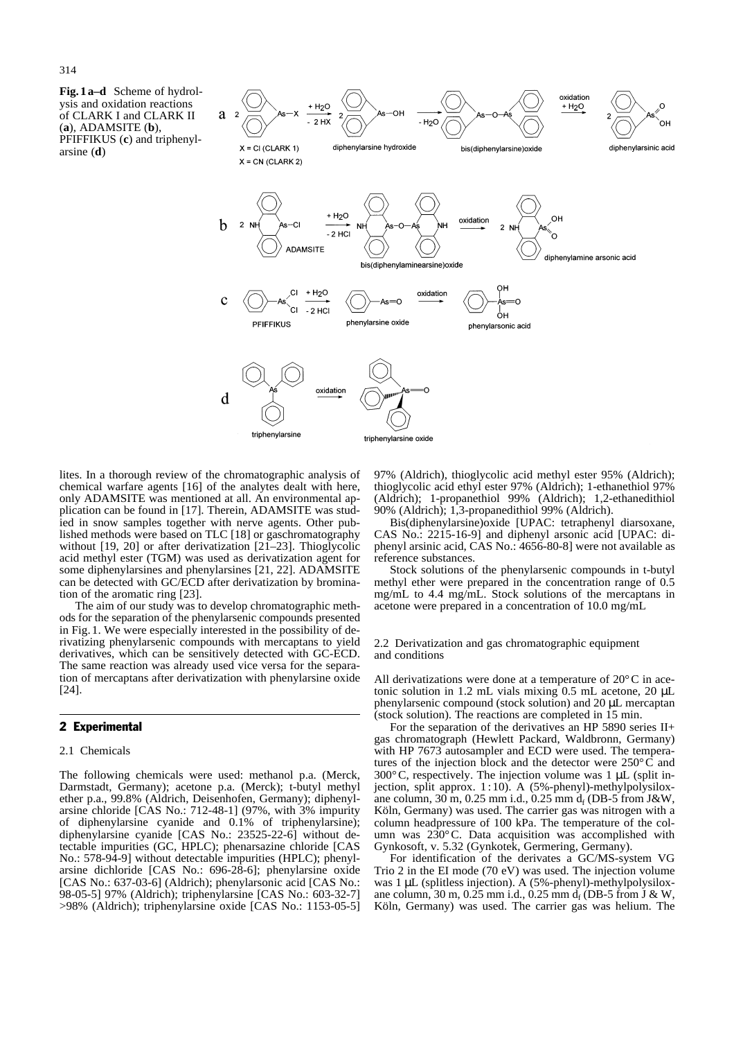**Fig. 1 a–d** Scheme of hydrolysis and oxidation reactions of CLARK I and CLARK II (**a**), ADAMSITE (**b**), PFIFFIKUS (**c**) and triphenylarsine (**d**)

lites. In a thorough review of the chromatographic analysis of chemical warfare agents [16] of the analytes dealt with here, only ADAMSITE was mentioned at all. An environmental application can be found in [17]. Therein, ADAMSITE was studied in snow samples together with nerve agents. Other published methods were based on TLC [18] or gaschromatography without [19, 20] or after derivatization [21–23]. Thioglycolic acid methyl ester (TGM) was used as derivatization agent for some diphenylarsines and phenylarsines [21, 22]. ADAMSITE can be detected with GC/ECD after derivatization by bromination of the aromatic ring [23].

The aim of our study was to develop chromatographic methods for the separation of the phenylarsenic compounds presented in Fig. 1. We were especially interested in the possibility of derivatizing phenylarsenic compounds with mercaptans to yield derivatives, which can be sensitively detected with GC-ECD. The same reaction was already used vice versa for the separation of mercaptans after derivatization with phenylarsine oxide [24].

## 2 Experimental

### 2.1 Chemicals

The following chemicals were used: methanol p.a. (Merck, Darmstadt, Germany); acetone p.a. (Merck); t-butyl methyl ether p.a., 99.8% (Aldrich, Deisenhofen, Germany); diphenylarsine chloride [CAS No.: 712-48-1] (97%, with 3% impurity of diphenylarsine cyanide and 0.1% of triphenylarsine); diphenylarsine cyanide [CAS No.: 23525-22-6] without detectable impurities (GC, HPLC); phenarsazine chloride [CAS No.: 578-94-9] without detectable impurities (HPLC); phenylarsine dichloride [CAS No.: 696-28-6]; phenylarsine oxide [CAS No.: 637-03-6] (Aldrich); phenylarsonic acid [CAS No.: 98-05-5] 97% (Aldrich); triphenylarsine [CAS No.: 603-32-7] >98% (Aldrich); triphenylarsine oxide [CAS No.: 1153-05-5] 97% (Aldrich), thioglycolic acid methyl ester 95% (Aldrich); thioglycolic acid ethyl ester 97% (Aldrich); 1-ethanethiol 97% (Aldrich); 1-propanethiol 99% (Aldrich); 1,2-ethanedithiol 90% (Aldrich); 1,3-propanedithiol 99% (Aldrich).

Bis(diphenylarsine)oxide [UPAC: tetraphenyl diarsoxane, CAS No.: 2215-16-9] and diphenyl arsonic acid [UPAC: diphenyl arsinic acid, CAS No.: 4656-80-8] were not available as reference substances.

Stock solutions of the phenylarsenic compounds in t-butyl methyl ether were prepared in the concentration range of 0.5 mg/mL to 4.4 mg/mL. Stock solutions of the mercaptans in acetone were prepared in a concentration of 10.0 mg/mL

### 2.2 Derivatization and gas chromatographic equipment and conditions

All derivatizations were done at a temperature of 20 °C in acetonic solution in 1.2 mL vials mixing 0.5 mL acetone, 20 μL phenylarsenic compound (stock solution) and 20 μL mercaptan (stock solution). The reactions are completed in 15 min.

For the separation of the derivatives an HP 5890 series II+ gas chromatograph (Hewlett Packard, Waldbronn, Germany) with HP 7673 autosampler and ECD were used. The temperatures of the injection block and the detector were 250 °C and 300 °C, respectively. The injection volume was 1 μL (split injection, split approx. 1:10). A (5%-phenyl)-methylpolysiloxane column, 30 m, 0.25 mm i.d., 0.25 mm $d_f$ (DB-5 from J&W, Köln, Germany) was used. The carrier gas was nitrogen with a column headpressure of 100 kPa. The temperature of the column was 230 °C. Data acquisition was accomplished with Gynkosoft, v. 5.32 (Gynkotek, Germering, Germany).

For identification of the derivates a GC/MS-system VG Trio 2 in the EI mode (70 eV) was used. The injection volume was 1 μL (splitless injection). A (5%-phenyl)-methylpolysiloxane column, 30 m, 0.25 mm i.d., 0.25 mm $d_f$ (DB-5 from J & W, Köln, Germany) was used. The carrier gas was helium. The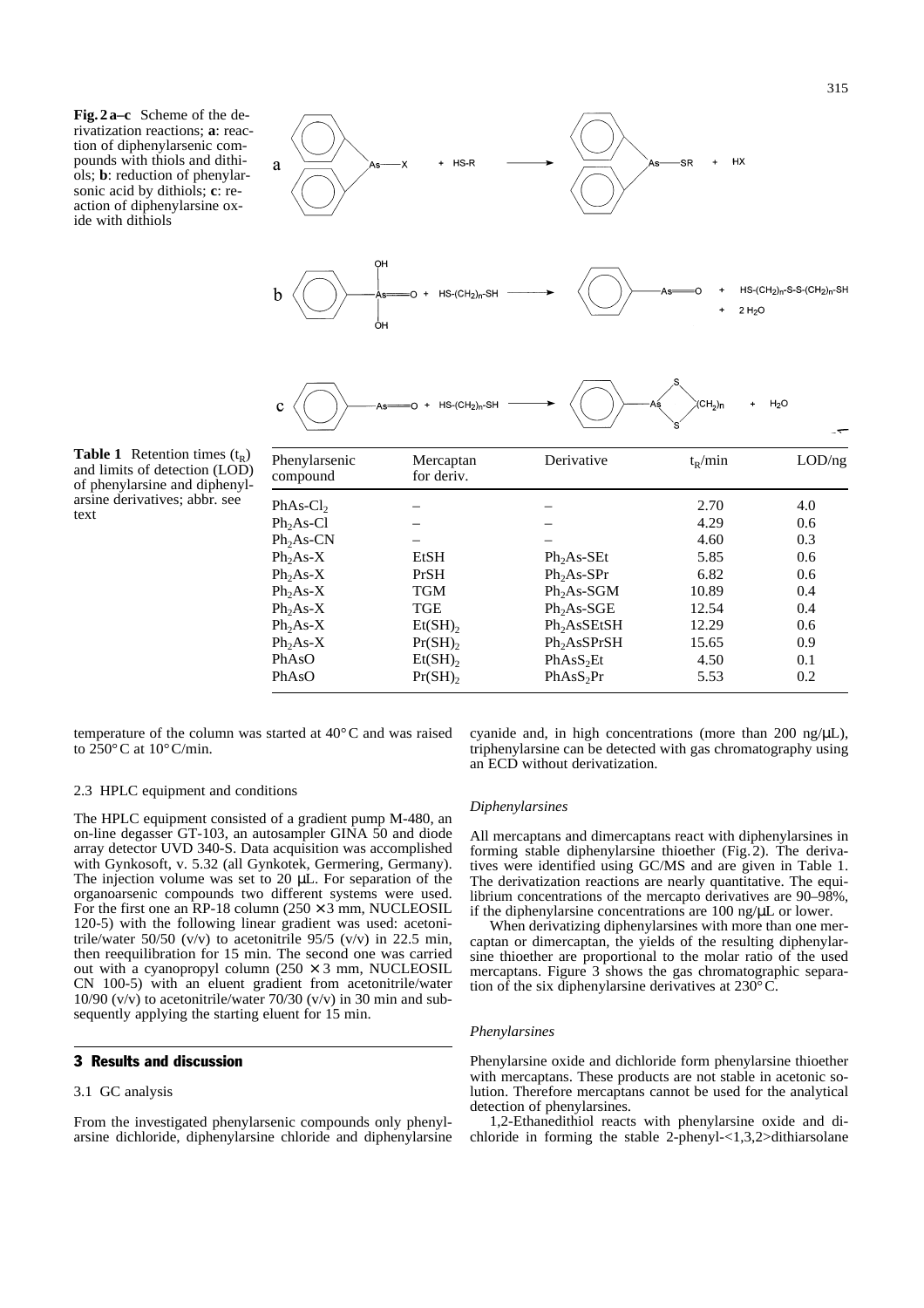**Fig. 2 a–c** Scheme of the derivatization reactions; **a**: reaction of diphenylarsenic compounds with thiols and dithiols; **b**: reduction of phenylarsonic acid by dithiols; **c**: reaction of diphenylarsine oxide with dithiols

**Table 1** Retention times ($t_R$) and limits of detection (LOD) of phenylarsine and diphenylarsine derivatives; abbr. see text

| Phenylarsenic compound | Mercaptan for deriv. | Derivative | $t_R$/min | LOD/ng |
|---|---|---|---|---|
| $PhAs\text{-}Cl_2$ | – | – | 2.70 | 4.0 |
| $Ph_2As\text{-}Cl$ | – | – | 4.29 | 0.6 |
| $Ph_2As\text{-}CN$ | – | – | 4.60 | 0.3 |
| $Ph_2As\text{-}X$ | EtSH | $Ph_2As\text{-}SEt$ | 5.85 | 0.6 |
| $Ph_2As\text{-}X$ | PrSH | $Ph_2As\text{-}SPr$ | 6.82 | 0.6 |
| $Ph_2As\text{-}X$ | TGM | $Ph_2As\text{-}SGM$ | 10.89 | 0.4 |
| $Ph_2As\text{-}X$ | TGE | $Ph_2As\text{-}SGE$ | 12.54 | 0.4 |
| $Ph_2As\text{-}X$ | $Et(SH)_2$ | $Ph_2AsSEtSH$ | 12.29 | 0.6 |
| $Ph_2As\text{-}X$ | $Pr(SH)_2$ | $Ph_2AsSPrSH$ | 15.65 | 0.9 |
| PhAsO | $Et(SH)_2$ | $PhAsS_2Et$ | 4.50 | 0.1 |
| PhAsO | $Pr(SH)_2$ | $PhAsS_2Pr$ | 5.53 | 0.2 |

temperature of the column was started at 40°C and was raised to 250°C at 10°C/min.

2.3 HPLC equipment and conditions

The HPLC equipment consisted of a gradient pump M-480, an on-line degasser GT-103, an autosampler GINA 50 and diode array detector UVD 340-S. Data acquisition was accomplished with Gynkosoft, v. 5.32 (all Gynkotek, Germering, Germany). The injection volume was set to 20 μL. For separation of the organoarsenic compounds two different systems were used. For the first one an RP-18 column (250 × 3 mm, NUCLEOSIL 120-5) with the following linear gradient was used: acetonitrile/water 50/50 (v/v) to acetonitrile 95/5 (v/v) in 22.5 min, then reequilibration for 15 min. The second one was carried out with a cyanopropyl column (250 × 3 mm, NUCLEOSIL CN 100-5) with an eluent gradient from acetonitrile/water 10/90 (v/v) to acetonitrile/water 70/30 (v/v) in 30 min and subsequently applying the starting eluent for 15 min.

## 3 Results and discussion

3.1 GC analysis

From the investigated phenylarsenic compounds only phenylarsine dichloride, diphenylarsine chloride and diphenylarsine cyanide and, in high concentrations (more than 200 ng/μL), triphenylarsine can be detected with gas chromatography using an ECD without derivatization.

*Diphenylarsines*

All mercaptans and dimercaptans react with diphenylarsines in forming stable diphenylarsine thioether (Fig. 2). The derivatives were identified using GC/MS and are given in Table 1. The derivatization reactions are nearly quantitative. The equilibrium concentrations of the mercapto derivatives are 90–98%, if the diphenylarsine concentrations are 100 ng/μL or lower.

When derivatizing diphenylarsines with more than one mercaptan or dimercaptan, the yields of the resulting diphenylarsine thioether are proportional to the molar ratio of the used mercaptans. Figure 3 shows the gas chromatographic separation of the six diphenylarsine derivatives at 230°C.

*Phenylarsines*

Phenylarsine oxide and dichloride form phenylarsine thioether with mercaptans. These products are not stable in acetonic solution. Therefore mercaptans cannot be used for the analytical detection of phenylarsines.

1,2-Ethanedithiol reacts with phenylarsine oxide and dichloride in forming the stable 2-phenyl-<1,3,2>dithiarsolane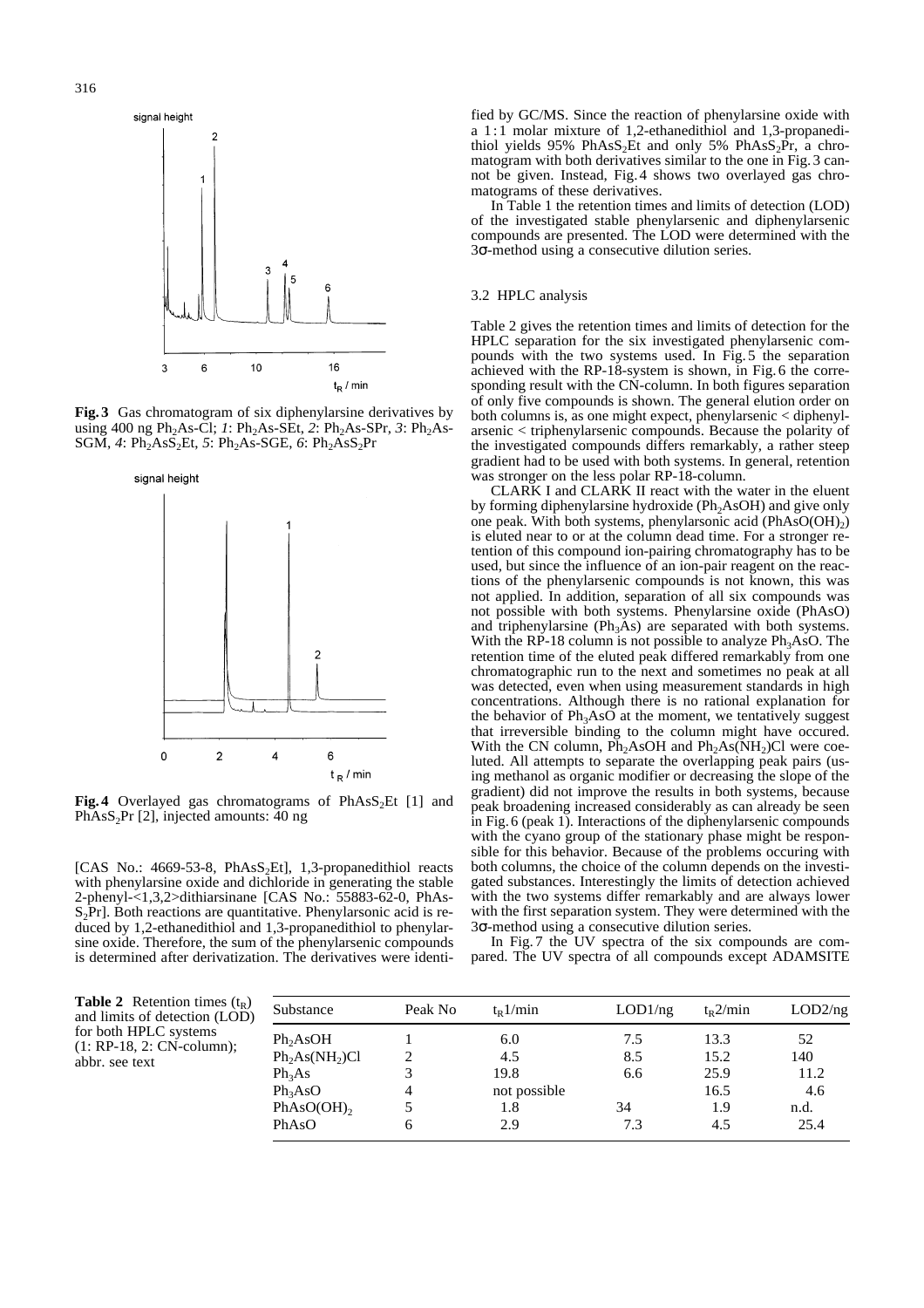**Fig. 3** Gas chromatogram of six diphenylarsine derivatives by using 400 ng $Ph_2As$-Cl; *1*: $Ph_2As$-SEt, *2*: $Ph_2As$-SPr, *3*: $Ph_2As$-SGM, *4*: $Ph_2AsS_2Et$, *5*: $Ph_2As$-SGE, *6*: $Ph_2AsS_2Pr$

**Fig. 4** Overlayed gas chromatograms of $PhAsS_2Et$ [1] and $PhAsS_2Pr$ [2], injected amounts: 40 ng

[CAS No.: 4669-53-8, $PhAsS_2Et$], 1,3-propanedithiol reacts with phenylarsine oxide and dichloride in generating the stable 2-phenyl-<1,3,2>dithiarsinane [CAS No.: 55883-62-0, $PhAs$-$S_2Pr$]. Both reactions are quantitative. Phenylarsonic acid is reduced by 1,2-ethanedithiol and 1,3-propanedithiol to phenylarsine oxide. Therefore, the sum of the phenylarsenic compounds is determined after derivatization. The derivatives were identified by GC/MS. Since the reaction of phenylarsine oxide with a 1 : 1 molar mixture of 1,2-ethanedithiol and 1,3-propanedithiol yields 95% $PhAsS_2Et$ and only 5% $PhAsS_2Pr$, a chromatogram with both derivatives similar to the one in Fig. 3 cannot be given. Instead, Fig. 4 shows two overlayed gas chromatograms of these derivatives.

In Table 1 the retention times and limits of detection (LOD) of the investigated stable phenylarsenic and diphenylarsenic compounds are presented. The LOD were determined with the 3σ-method using a consecutive dilution series.

### 3.2 HPLC analysis

Table 2 gives the retention times and limits of detection for the HPLC separation for the six investigated phenylarsenic compounds with the two systems used. In Fig. 5 the separation achieved with the RP-18-system is shown, in Fig. 6 the corresponding result with the CN-column. In both figures separation of only five compounds is shown. The general elution order on both columns is, as one might expect, phenylarsenic < diphenylarsenic < triphenylarsenic compounds. Because the polarity of the investigated compounds differs remarkably, a rather steep gradient had to be used with both systems. In general, retention was stronger on the less polar RP-18-column.

CLARK I and CLARK II react with the water in the eluent by forming diphenylarsine hydroxide ($Ph_2AsOH$) and give only one peak. With both systems, phenylarsonic acid ($PhAsO(OH)_2$) is eluted near to or at the column dead time. For a stronger retention of this compound ion-pairing chromatography has to be used, but since the influence of an ion-pair reagent on the reactions of the phenylarsenic compounds is not known, this was not applied. In addition, separation of all six compounds was not possible with both systems. Phenylarsine oxide (PhAsO) and triphenylarsine ($Ph_3As$) are separated with both systems. With the RP-18 column is not possible to analyze $Ph_3AsO$. The retention time of the eluted peak differed remarkably from one chromatographic run to the next and sometimes no peak at all was detected, even when using measurement standards in high concentrations. Although there is no rational explanation for the behavior of $Ph_3AsO$ at the moment, we tentatively suggest that irreversible binding to the column might have occured. With the CN column, $Ph_2AsOH$ and $Ph_2As(NH_2)Cl$ were coeluted. All attempts to separate the overlapping peak pairs (using methanol as organic modifier or decreasing the slope of the gradient) did not improve the results in both systems, because peak broadening increased considerably as can already be seen in Fig. 6 (peak 1). Interactions of the diphenylarsenic compounds with the cyano group of the stationary phase might be responsible for this behavior. Because of the problems occuring with both columns, the choice of the column depends on the investigated substances. Interestingly the limits of detection achieved with the two systems differ remarkably and are always lower with the first separation system. They were determined with the 3σ-method using a consecutive dilution series.

In Fig. 7 the UV spectra of the six compounds are compared. The UV spectra of all compounds except ADAMSITE

**Table 2** Retention times ($t_R$) and limits of detection (LOD) for both HPLC systems (1: RP-18, 2: CN-column); abbr. see text

| Substance | Peak No | $t_R1$/min | LOD1/ng | $t_R2$/min | LOD2/ng |
|---|---|---|---|---|---|
| $Ph_2AsOH$ | 1 | 6.0 | 7.5 | 13.3 | 52 |
| $Ph_2As(NH_2)Cl$ | 2 | 4.5 | 8.5 | 15.2 | 140 |
| $Ph_3As$ | 3 | 19.8 | 6.6 | 25.9 | 11.2 |
| $Ph_3AsO$ | 4 | not possible | | 16.5 | 4.6 |
| $PhAsO(OH)_2$ | 5 | 1.8 | 34 | 1.9 | n.d. |
| PhAsO | 6 | 2.9 | 7.3 | 4.5 | 25.4 |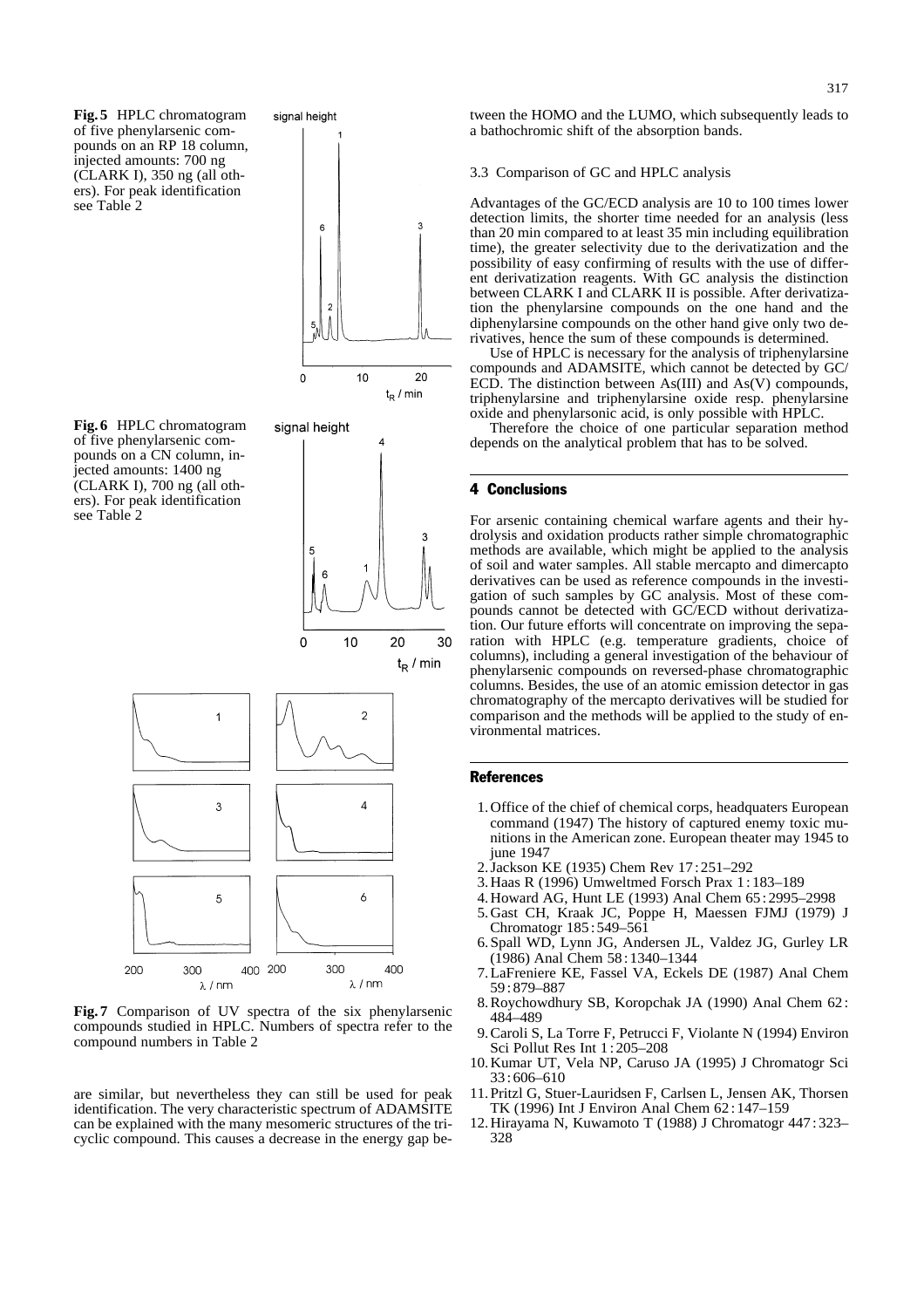**Fig. 5** HPLC chromatogram of five phenylarsenic compounds on an RP 18 column, injected amounts: 700 ng (CLARK I), 350 ng (all others). For peak identification see Table 2

signal height

1

6

3

2

5

0

10

20

$t_R$ / min

**Fig. 6** HPLC chromatogram of five phenylarsenic compounds on a CN column, injected amounts: 1400 ng (CLARK I), 700 ng (all others). For peak identification see Table 2

signal height

4

5

3

6

1

0

10

20

30

$t_R$ / min

1

2

3

4

5

6

200

300

400

200

300

400

λ / nm

λ / nm

**Fig. 7** Comparison of UV spectra of the six phenylarsenic compounds studied in HPLC. Numbers of spectra refer to the compound numbers in Table 2

are similar, but nevertheless they can still be used for peak identification. The very characteristic spectrum of ADAMSITE can be explained with the many mesomeric structures of the tricyclic compound. This causes a decrease in the energy gap between the HOMO and the LUMO, which subsequently leads to a bathochromic shift of the absorption bands.

### 3.3 Comparison of GC and HPLC analysis

Advantages of the GC/ECD analysis are 10 to 100 times lower detection limits, the shorter time needed for an analysis (less than 20 min compared to at least 35 min including equilibration time), the greater selectivity due to the derivatization and the possibility of easy confirming of results with the use of different derivatization reagents. With GC analysis the distinction between CLARK I and CLARK II is possible. After derivatization the phenylarsine compounds on the one hand and the diphenylarsine compounds on the other hand give only two derivatives, hence the sum of these compounds is determined.

Use of HPLC is necessary for the analysis of triphenylarsine compounds and ADAMSITE, which cannot be detected by GC/ECD. The distinction between As(III) and As(V) compounds, triphenylarsine and triphenylarsine oxide resp. phenylarsine oxide and phenylarsonic acid, is only possible with HPLC.

Therefore the choice of one particular separation method depends on the analytical problem that has to be solved.

## 4 Conclusions

For arsenic containing chemical warfare agents and their hydrolysis and oxidation products rather simple chromatographic methods are available, which might be applied to the analysis of soil and water samples. All stable mercapto and dimercapto derivatives can be used as reference compounds in the investigation of such samples by GC analysis. Most of these compounds cannot be detected with GC/ECD without derivatization. Our future efforts will concentrate on improving the separation with HPLC (e.g. temperature gradients, choice of columns), including a general investigation of the behaviour of phenylarsenic compounds on reversed-phase chromatographic columns. Besides, the use of an atomic emission detector in gas chromatography of the mercapto derivatives will be studied for comparison and the methods will be applied to the study of environmental matrices.

## References

1. Office of the chief of chemical corps, headquaters European command (1947) The history of captured enemy toxic munitions in the American zone. European theater may 1945 to june 1947
2. Jackson KE (1935) Chem Rev 17:251–292
3. Haas R (1996) Umweltmed Forsch Prax 1:183–189
4. Howard AG, Hunt LE (1993) Anal Chem 65:2995–2998
5. Gast CH, Kraak JC, Poppe H, Maessen FJMJ (1979) J Chromatogr 185:549–561
6. Spall WD, Lynn JG, Andersen JL, Valdez JG, Gurley LR (1986) Anal Chem 58:1340–1344
7. LaFreniere KE, Fassel VA, Eckels DE (1987) Anal Chem 59:879–887
8. Roychowdhury SB, Koropchak JA (1990) Anal Chem 62:484–489
9. Caroli S, La Torre F, Petrucci F, Violante N (1994) Environ Sci Pollut Res Int 1:205–208
10. Kumar UT, Vela NP, Caruso JA (1995) J Chromatogr Sci 33:606–610
11. Pritzl G, Stuer-Lauridsen F, Carlsen L, Jensen AK, Thorsen TK (1996) Int J Environ Anal Chem 62:147–159
12. Hirayama N, Kuwamoto T (1988) J Chromatogr 447:323–328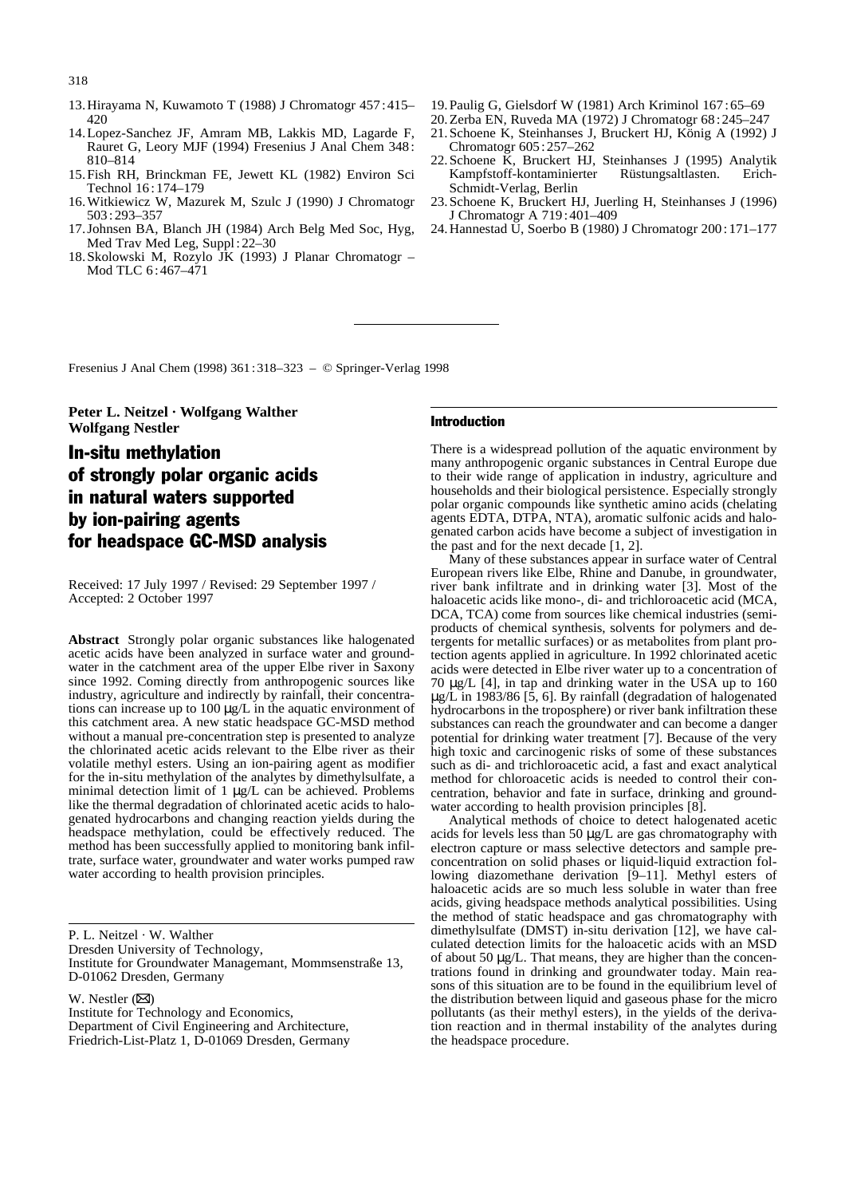13. Hirayama N, Kuwamoto T (1988) J Chromatogr 457 : 415–420
14. Lopez-Sanchez JF, Amram MB, Lakkis MD, Lagarde F, Rauret G, Leory MJF (1994) Fresenius J Anal Chem 348 : 810–814
15. Fish RH, Brinckman FE, Jewett KL (1982) Environ Sci Technol 16 : 174–179
16. Witkiewicz W, Mazurek M, Szulc J (1990) J Chromatogr 503 : 293–357
17. Johnsen BA, Blanch JH (1984) Arch Belg Med Soc, Hyg, Med Trav Med Leg, Suppl : 22–30
18. Skolowski M, Rozylo JK (1993) J Planar Chromatogr – Mod TLC 6 : 467–471
19. Paulig G, Gielsdorf W (1981) Arch Kriminol 167 : 65–69
20. Zerba EN, Ruveda MA (1972) J Chromatogr 68 : 245–247
21. Schoene K, Steinhanses J, Bruckert HJ, König A (1992) J Chromatogr 605 : 257–262
22. Schoene K, Bruckert HJ, Steinhanses J (1995) Analytik Kampfstoff-kontaminierter Rüstungsaltlasten. Erich-Schmidt-Verlag, Berlin
23. Schoene K, Bruckert HJ, Juerling H, Steinhanses J (1996) J Chromatogr A 719 : 401–409
24. Hannestad U, Soerbo B (1980) J Chromatogr 200 : 171–177

---

Fresenius J Anal Chem (1998) 361 : 318–323 – © Springer-Verlag 1998

**Peter L. Neitzel · Wolfgang Walther**
**Wolfgang Nestler**

# In-situ methylation of strongly polar organic acids in natural waters supported by ion-pairing agents for headspace GC-MSD analysis

Received: 17 July 1997 / Revised: 29 September 1997 / Accepted: 2 October 1997

**Abstract** Strongly polar organic substances like halogenated acetic acids have been analyzed in surface water and groundwater in the catchment area of the upper Elbe river in Saxony since 1992. Coming directly from anthropogenic sources like industry, agriculture and indirectly by rainfall, their concentrations can increase up to 100 μg/L in the aquatic environment of this catchment area. A new static headspace GC-MSD method without a manual pre-concentration step is presented to analyze the chlorinated acetic acids relevant to the Elbe river as their volatile methyl esters. Using an ion-pairing agent as modifier for the in-situ methylation of the analytes by dimethylsulfate, a minimal detection limit of 1 μg/L can be achieved. Problems like the thermal degradation of chlorinated acetic acids to halogenated hydrocarbons and changing reaction yields during the headspace methylation, could be effectively reduced. The method has been successfully applied to monitoring bank infiltrate, surface water, groundwater and water works pumped raw water according to health provision principles.

P. L. Neitzel · W. Walther
Dresden University of Technology,
Institute for Groundwater Managemant, Mommsenstraße 13, D-01062 Dresden, Germany

W. Nestler (✉)
Institute for Technology and Economics,
Department of Civil Engineering and Architecture,
Friedrich-List-Platz 1, D-01069 Dresden, Germany

## Introduction

There is a widespread pollution of the aquatic environment by many anthropogenic organic substances in Central Europe due to their wide range of application in industry, agriculture and households and their biological persistence. Especially strongly polar organic compounds like synthetic amino acids (chelating agents EDTA, DTPA, NTA), aromatic sulfonic acids and halogenated carbon acids have become a subject of investigation in the past and for the next decade [1, 2].

Many of these substances appear in surface water of Central European rivers like Elbe, Rhine and Danube, in groundwater, river bank infiltrate and in drinking water [3]. Most of the haloacetic acids like mono-, di- and trichloroacetic acid (MCA, DCA, TCA) come from sources like chemical industries (semi-products of chemical synthesis, solvents for polymers and detergents for metallic surfaces) or as metabolites from plant protection agents applied in agriculture. In 1992 chlorinated acetic acids were detected in Elbe river water up to a concentration of 70 μg/L [4], in tap and drinking water in the USA up to 160 μg/L in 1983/86 [5, 6]. By rainfall (degradation of halogenated hydrocarbons in the troposphere) or river bank infiltration these substances can reach the groundwater and can become a danger potential for drinking water treatment [7]. Because of the very high toxic and carcinogenic risks of some of these substances such as di- and trichloroacetic acid, a fast and exact analytical method for chloroacetic acids is needed to control their concentration, behavior and fate in surface, drinking and groundwater according to health provision principles [8].

Analytical methods of choice to detect halogenated acetic acids for levels less than 50 μg/L are gas chromatography with electron capture or mass selective detectors and sample pre-concentration on solid phases or liquid-liquid extraction following diazomethane derivation [9–11]. Methyl esters of haloacetic acids are so much less soluble in water than free acids, giving headspace methods analytical possibilities. Using the method of static headspace and gas chromatography with dimethylsulfate (DMST) in-situ derivation [12], we have calculated detection limits for the haloacetic acids with an MSD of about 50 μg/L. That means, they are higher than the concentrations found in drinking and groundwater today. Main reasons of this situation are to be found in the equilibrium level of the distribution between liquid and gaseous phase for the micro pollutants (as their methyl esters), in the yields of the derivation reaction and in thermal instability of the analytes during the headspace procedure.